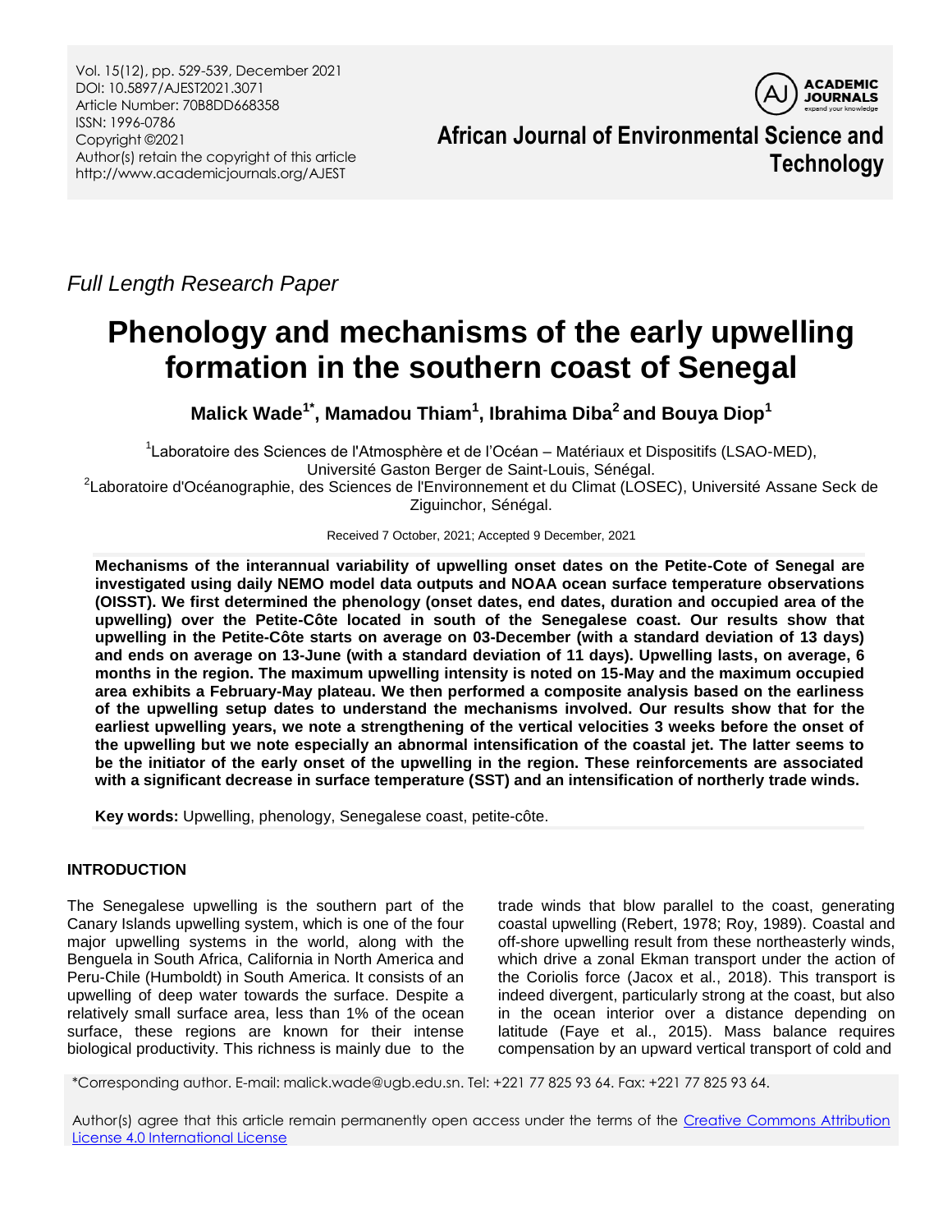Full Length Research Paper

# Phenology and mechanisms of the early upwelling formation in the southern coast of Senegal

**Malick Wade[1*], Mamadou Thiam[1], Ibrahima Diba[2] and Bouya Diop[1]**

[1]Laboratoire des Sciences de l'Atmosphère et de l'Océan – Matériaux et Dispositifs (LSAO-MED), Université Gaston Berger de Saint-Louis, Sénégal.

[2]Laboratoire d'Océanographie, des Sciences de l'Environnement et du Climat (LOSEC), Université Assane Seck de Ziguinchor, Sénégal.

Received 7 October, 2021; Accepted 9 December, 2021

**Mechanisms of the interannual variability of upwelling onset dates on the Petite-Cote of Senegal are investigated using daily NEMO model data outputs and NOAA ocean surface temperature observations (OISST). We first determined the phenology (onset dates, end dates, duration and occupied area of the upwelling) over the Petite-Côte located in south of the Senegalese coast. Our results show that upwelling in the Petite-Côte starts on average on 03-December (with a standard deviation of 13 days) and ends on average on 13-June (with a standard deviation of 11 days). Upwelling lasts, on average, 6 months in the region. The maximum upwelling intensity is noted on 15-May and the maximum occupied area exhibits a February-May plateau. We then performed a composite analysis based on the earliness of the upwelling setup dates to understand the mechanisms involved. Our results show that for the earliest upwelling years, we note a strengthening of the vertical velocities 3 weeks before the onset of the upwelling but we note especially an abnormal intensification of the coastal jet. The latter seems to be the initiator of the early onset of the upwelling in the region. These reinforcements are associated with a significant decrease in surface temperature (SST) and an intensification of northerly trade winds.**

**Key words:** Upwelling, phenology, Senegalese coast, petite-côte.

## INTRODUCTION

The Senegalese upwelling is the southern part of the Canary Islands upwelling system, which is one of the four major upwelling systems in the world, along with the Benguela in South Africa, California in North America and Peru-Chile (Humboldt) in South America. It consists of an upwelling of deep water towards the surface. Despite a relatively small surface area, less than 1% of the ocean surface, these regions are known for their intense biological productivity. This richness is mainly due to the trade winds that blow parallel to the coast, generating coastal upwelling (Rebert, 1978; Roy, 1989). Coastal and off-shore upwelling result from these northeasterly winds, which drive a zonal Ekman transport under the action of the Coriolis force (Jacox et al., 2018). This transport is indeed divergent, particularly strong at the coast, but also in the ocean interior over a distance depending on latitude (Faye et al., 2015). Mass balance requires compensation by an upward vertical transport of cold and

*Corresponding author. E-mail: malick.wade@ugb.edu.sn. Tel: +221 77 825 93 64. Fax: +221 77 825 93 64.

Author(s) agree that this article remain permanently open access under the terms of the Creative Commons Attribution License 4.0 International License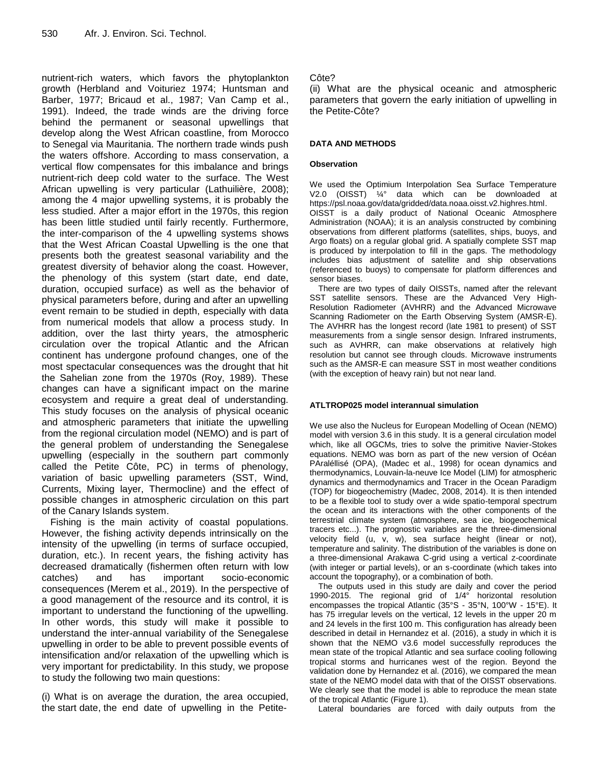nutrient-rich waters, which favors the phytoplankton growth (Herbland and Voituriez 1974; Huntsman and Barber, 1977; Bricaud et al., 1987; Van Camp et al., 1991). Indeed, the trade winds are the driving force behind the permanent or seasonal upwellings that develop along the West African coastline, from Morocco to Senegal via Mauritania. The northern trade winds push the waters offshore. According to mass conservation, a vertical flow compensates for this imbalance and brings nutrient-rich deep cold water to the surface. The West African upwelling is very particular (Lathuilière, 2008); among the 4 major upwelling systems, it is probably the less studied. After a major effort in the 1970s, this region has been little studied until fairly recently. Furthermore, the inter-comparison of the 4 upwelling systems shows that the West African Coastal Upwelling is the one that presents both the greatest seasonal variability and the greatest diversity of behavior along the coast. However, the phenology of this system (start date, end date, duration, occupied surface) as well as the behavior of physical parameters before, during and after an upwelling event remain to be studied in depth, especially with data from numerical models that allow a process study. In addition, over the last thirty years, the atmospheric circulation over the tropical Atlantic and the African continent has undergone profound changes, one of the most spectacular consequences was the drought that hit the Sahelian zone from the 1970s (Roy, 1989). These changes can have a significant impact on the marine ecosystem and require a great deal of understanding. This study focuses on the analysis of physical oceanic and atmospheric parameters that initiate the upwelling from the regional circulation model (NEMO) and is part of the general problem of understanding the Senegalese upwelling (especially in the southern part commonly called the Petite Côte, PC) in terms of phenology, variation of basic upwelling parameters (SST, Wind, Currents, Mixing layer, Thermocline) and the effect of possible changes in atmospheric circulation on this part of the Canary Islands system.

Fishing is the main activity of coastal populations. However, the fishing activity depends intrinsically on the intensity of the upwelling (in terms of surface occupied, duration, etc.). In recent years, the fishing activity has decreased dramatically (fishermen often return with low catches) and has important socio-economic consequences (Merem et al., 2019). In the perspective of a good management of the resource and its control, it is important to understand the functioning of the upwelling. In other words, this study will make it possible to understand the inter-annual variability of the Senegalese upwelling in order to be able to prevent possible events of intensification and/or relaxation of the upwelling which is very important for predictability. In this study, we propose to study the following two main questions:

(i) What is on average the duration, the area occupied, the start date, the end date of upwelling in the Petite-Côte?

(ii) What are the physical oceanic and atmospheric parameters that govern the early initiation of upwelling in the Petite-Côte?

## DATA AND METHODS

### Observation

We used the Optimium Interpolation Sea Surface Temperature V2.0 (OISST) ¼° data which can be downloaded at https://psl.noaa.gov/data/gridded/data.noaa.oisst.v2.highres.html. OISST is a daily product of National Oceanic Atmosphere Administration (NOAA); it is an analysis constructed by combining observations from different platforms (satellites, ships, buoys, and Argo floats) on a regular global grid. A spatially complete SST map is produced by interpolation to fill in the gaps. The methodology includes bias adjustment of satellite and ship observations (referenced to buoys) to compensate for platform differences and sensor biases.

There are two types of daily OISSTs, named after the relevant SST satellite sensors. These are the Advanced Very High-Resolution Radiometer (AVHRR) and the Advanced Microwave Scanning Radiometer on the Earth Observing System (AMSR-E). The AVHRR has the longest record (late 1981 to present) of SST measurements from a single sensor design. Infrared instruments, such as AVHRR, can make observations at relatively high resolution but cannot see through clouds. Microwave instruments such as the AMSR-E can measure SST in most weather conditions (with the exception of heavy rain) but not near land.

### ATLTROP025 model interannual simulation

We use also the Nucleus for European Modelling of Ocean (NEMO) model with version 3.6 in this study. It is a general circulation model which, like all OGCMs, tries to solve the primitive Navier-Stokes equations. NEMO was born as part of the new version of Océan PAraléllisé (OPA), (Madec et al., 1998) for ocean dynamics and thermodynamics, Louvain-la-neuve Ice Model (LIM) for atmospheric dynamics and thermodynamics and Tracer in the Ocean Paradigm (TOP) for biogeochemistry (Madec, 2008, 2014). It is then intended to be a flexible tool to study over a wide spatio-temporal spectrum the ocean and its interactions with the other components of the terrestrial climate system (atmosphere, sea ice, biogeochemical tracers etc...). The prognostic variables are the three-dimensional velocity field (u, v, w), sea surface height (linear or not), temperature and salinity. The distribution of the variables is done on a three-dimensional Arakawa C-grid using a vertical z-coordinate (with integer or partial levels), or an s-coordinate (which takes into account the topography), or a combination of both.

The outputs used in this study are daily and cover the period 1990-2015. The regional grid of 1/4° horizontal resolution encompasses the tropical Atlantic (35°S - 35°N, 100°W - 15°E). It has 75 irregular levels on the vertical, 12 levels in the upper 20 m and 24 levels in the first 100 m. This configuration has already been described in detail in Hernandez et al. (2016), a study in which it is shown that the NEMO v3.6 model successfully reproduces the mean state of the tropical Atlantic and sea surface cooling following tropical storms and hurricanes west of the region. Beyond the validation done by Hernandez et al. (2016), we compared the mean state of the NEMO model data with that of the OISST observations. We clearly see that the model is able to reproduce the mean state of the tropical Atlantic (Figure 1).

Lateral boundaries are forced with daily outputs from the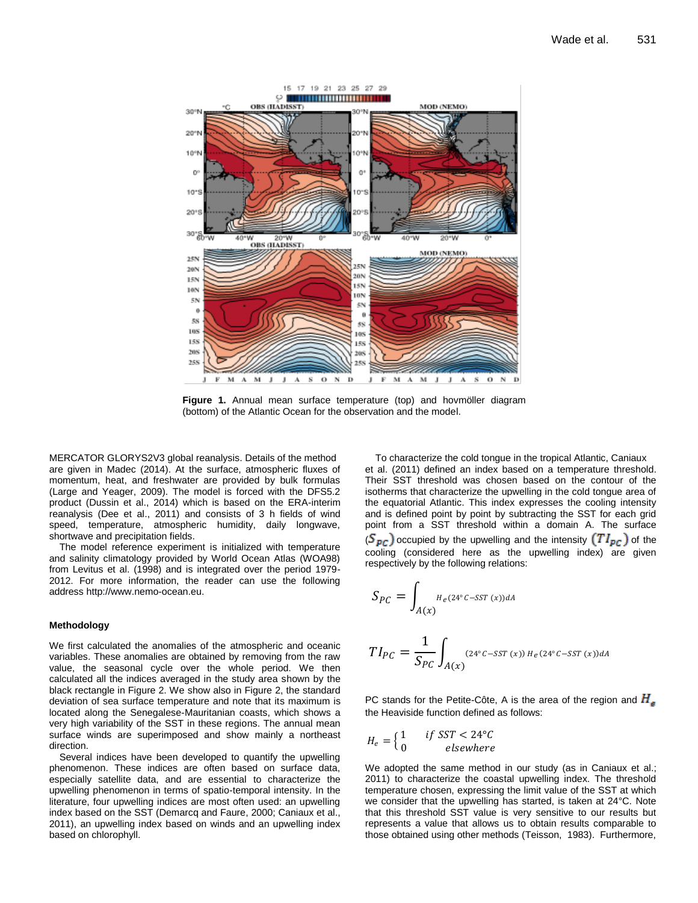Figure 1. Annual mean surface temperature (top) and hovmöller diagram (bottom) of the Atlantic Ocean for the observation and the model.

MERCATOR GLORYS2V3 global reanalysis. Details of the method are given in Madec (2014). At the surface, atmospheric fluxes of momentum, heat, and freshwater are provided by bulk formulas (Large and Yeager, 2009). The model is forced with the DFS5.2 product (Dussin et al., 2014) which is based on the ERA-interim reanalysis (Dee et al., 2011) and consists of 3 h fields of wind speed, temperature, atmospheric humidity, daily longwave, shortwave and precipitation fields.

The model reference experiment is initialized with temperature and salinity climatology provided by World Ocean Atlas (WOA98) from Levitus et al. (1998) and is integrated over the period 1979-2012. For more information, the reader can use the following address http://www.nemo-ocean.eu.

#### Methodology

We first calculated the anomalies of the atmospheric and oceanic variables. These anomalies are obtained by removing from the raw value, the seasonal cycle over the whole period. We then calculated all the indices averaged in the study area shown by the black rectangle in Figure 2. We show also in Figure 2, the standard deviation of sea surface temperature and note that its maximum is located along the Senegalese-Mauritanian coasts, which shows a very high variability of the SST in these regions. The annual mean surface winds are superimposed and show mainly a northeast direction.

Several indices have been developed to quantify the upwelling phenomenon. These indices are often based on surface data, especially satellite data, and are essential to characterize the upwelling phenomenon in terms of spatio-temporal intensity. In the literature, four upwelling indices are most often used: an upwelling index based on the SST (Demarcq and Faure, 2000; Caniaux et al., 2011), an upwelling index based on winds and an upwelling index based on chlorophyll.

To characterize the cold tongue in the tropical Atlantic, Caniaux et al. (2011) defined an index based on a temperature threshold. Their SST threshold was chosen based on the contour of the isotherms that characterize the upwelling in the cold tongue area of the equatorial Atlantic. This index expresses the cooling intensity and is defined point by point by subtracting the SST for each grid point from a SST threshold within a domain A. The surface ($S_{PC}$) occupied by the upwelling and the intensity ($TI_{PC}$) of the cooling (considered here as the upwelling index) are given respectively by the following relations:

$$S_{PC} = \int_{A(x)} H_e(24°C - SST(x))dA$$

$$TI_{PC} = \frac{1}{S_{PC}} \int_{A(x)} (24°C - SST(x))\, H_e(24°C - SST(x))dA$$

PC stands for the Petite-Côte, A is the area of the region and $H_e$ the Heaviside function defined as follows:

$$H_e = \begin{cases} 1 & if\ SST < 24°C \\ 0 & elsewhere \end{cases}$$

We adopted the same method in our study (as in Caniaux et al.; 2011) to characterize the coastal upwelling index. The threshold temperature chosen, expressing the limit value of the SST at which we consider that the upwelling has started, is taken at 24°C. Note that this threshold SST value is very sensitive to our results but represents a value that allows us to obtain results comparable to those obtained using other methods (Teisson, 1983). Furthermore,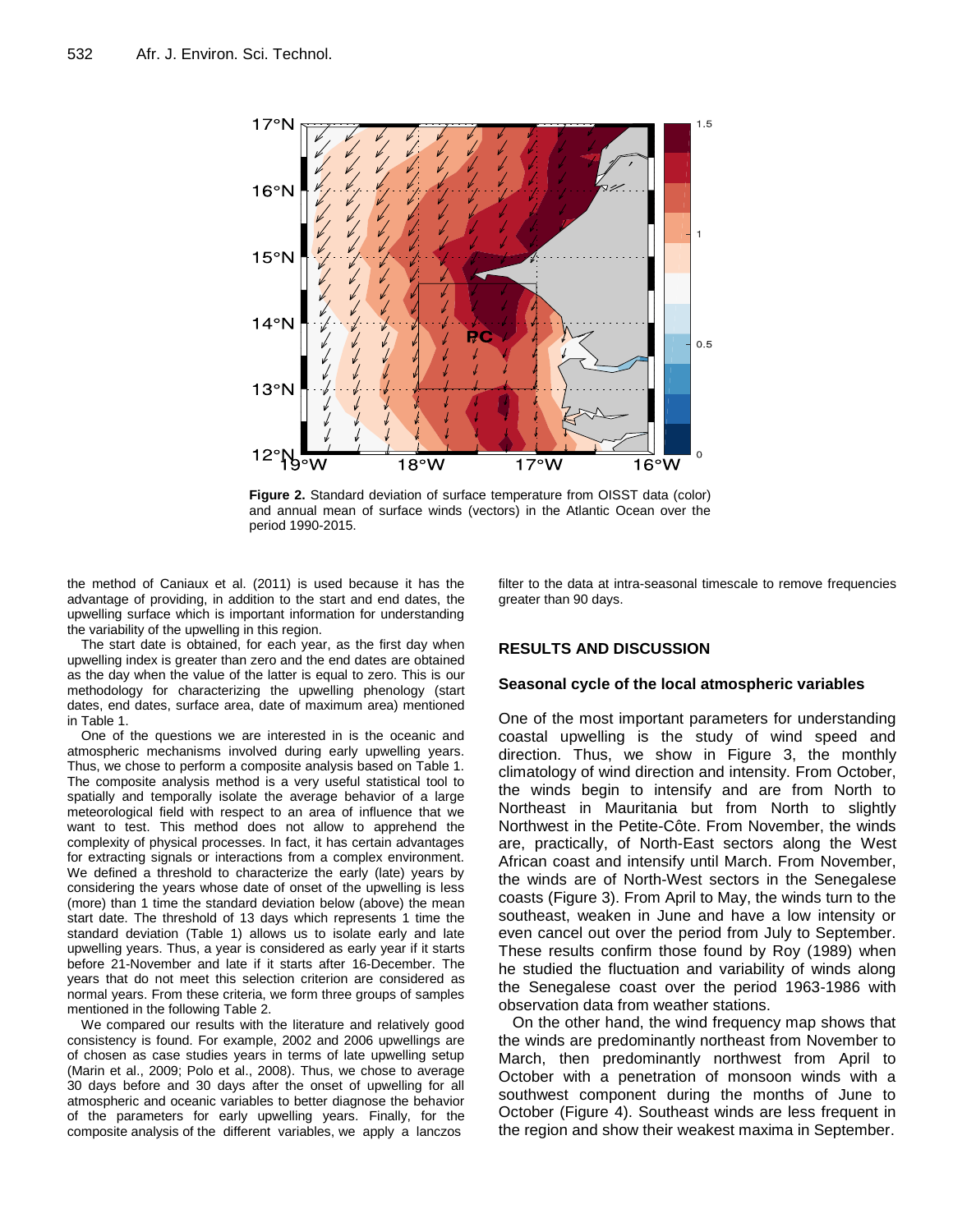**Figure 2.** Standard deviation of surface temperature from OISST data (color) and annual mean of surface winds (vectors) in the Atlantic Ocean over the period 1990-2015.

the method of Caniaux et al. (2011) is used because it has the advantage of providing, in addition to the start and end dates, the upwelling surface which is important information for understanding the variability of the upwelling in this region.

The start date is obtained, for each year, as the first day when upwelling index is greater than zero and the end dates are obtained as the day when the value of the latter is equal to zero. This is our methodology for characterizing the upwelling phenology (start dates, end dates, surface area, date of maximum area) mentioned in Table 1.

One of the questions we are interested in is the oceanic and atmospheric mechanisms involved during early upwelling years. Thus, we chose to perform a composite analysis based on Table 1. The composite analysis method is a very useful statistical tool to spatially and temporally isolate the average behavior of a large meteorological field with respect to an area of influence that we want to test. This method does not allow to apprehend the complexity of physical processes. In fact, it has certain advantages for extracting signals or interactions from a complex environment. We defined a threshold to characterize the early (late) years by considering the years whose date of onset of the upwelling is less (more) than 1 time the standard deviation below (above) the mean start date. The threshold of 13 days which represents 1 time the standard deviation (Table 1) allows us to isolate early and late upwelling years. Thus, a year is considered as early year if it starts before 21-November and late if it starts after 16-December. The years that do not meet this selection criterion are considered as normal years. From these criteria, we form three groups of samples mentioned in the following Table 2.

We compared our results with the literature and relatively good consistency is found. For example, 2002 and 2006 upwellings are of chosen as case studies years in terms of late upwelling setup (Marin et al., 2009; Polo et al., 2008). Thus, we chose to average 30 days before and 30 days after the onset of upwelling for all atmospheric and oceanic variables to better diagnose the behavior of the parameters for early upwelling years. Finally, for the composite analysis of the different variables, we apply a lanczos filter to the data at intra-seasonal timescale to remove frequencies greater than 90 days.

## RESULTS AND DISCUSSION

### Seasonal cycle of the local atmospheric variables

One of the most important parameters for understanding coastal upwelling is the study of wind speed and direction. Thus, we show in Figure 3, the monthly climatology of wind direction and intensity. From October, the winds begin to intensify and are from North to Northeast in Mauritania but from North to slightly Northwest in the Petite-Côte. From November, the winds are, practically, of North-East sectors along the West African coast and intensify until March. From November, the winds are of North-West sectors in the Senegalese coasts (Figure 3). From April to May, the winds turn to the southeast, weaken in June and have a low intensity or even cancel out over the period from July to September. These results confirm those found by Roy (1989) when he studied the fluctuation and variability of winds along the Senegalese coast over the period 1963-1986 with observation data from weather stations.

On the other hand, the wind frequency map shows that the winds are predominantly northeast from November to March, then predominantly northwest from April to October with a penetration of monsoon winds with a southwest component during the months of June to October (Figure 4). Southeast winds are less frequent in the region and show their weakest maxima in September.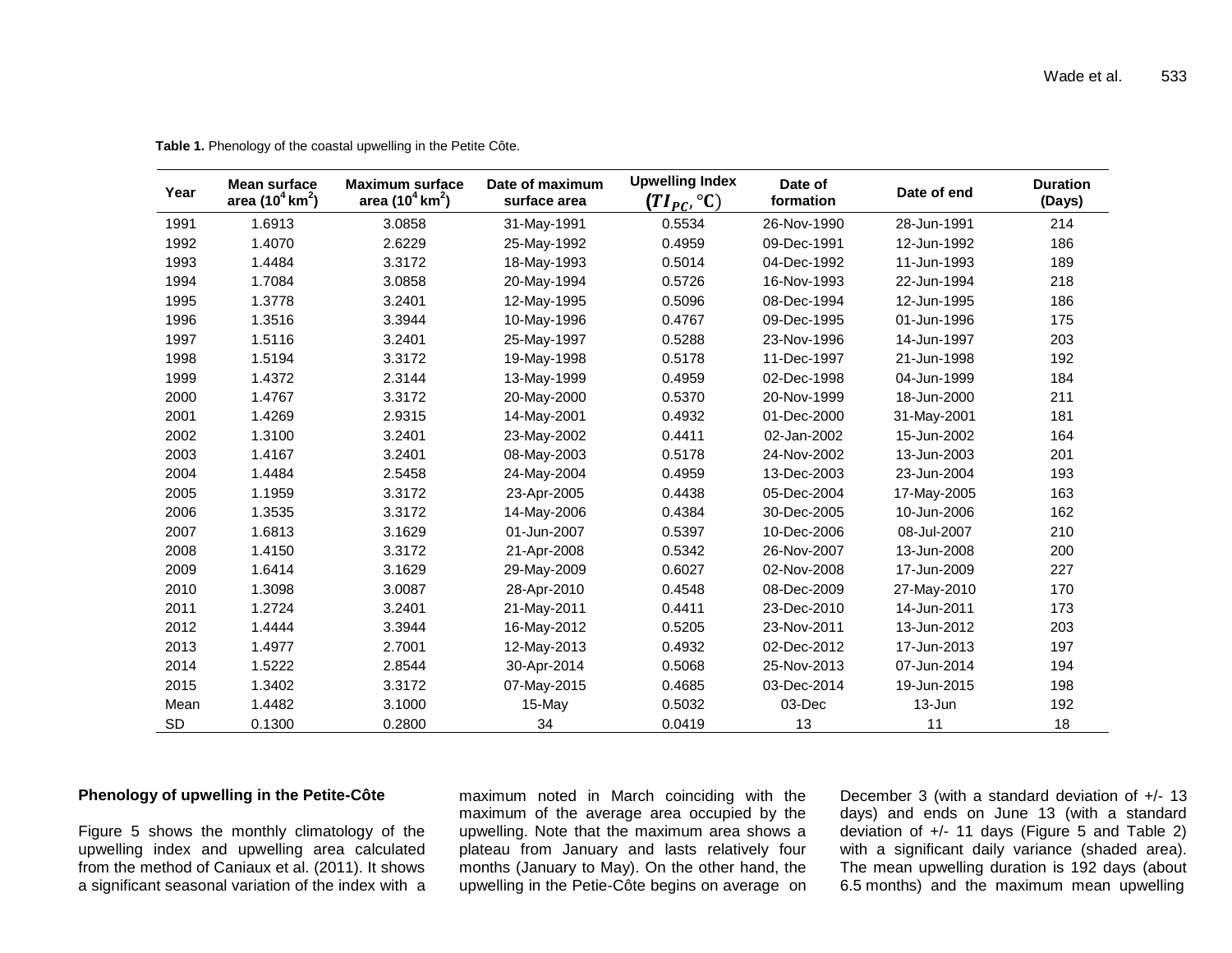**Table 1.** Phenology of the coastal upwelling in the Petite Côte.

| Year | Mean surface area ($10^4$ km$^2$) | Maximum surface area ($10^4$ km$^2$) | Date of maximum surface area | Upwelling Index ($TI_{PC}$, °C) | Date of formation | Date of end | Duration (Days) |
|---|---|---|---|---|---|---|---|
| 1991 | 1.6913 | 3.0858 | 31-May-1991 | 0.5534 | 26-Nov-1990 | 28-Jun-1991 | 214 |
| 1992 | 1.4070 | 2.6229 | 25-May-1992 | 0.4959 | 09-Dec-1991 | 12-Jun-1992 | 186 |
| 1993 | 1.4484 | 3.3172 | 18-May-1993 | 0.5014 | 04-Dec-1992 | 11-Jun-1993 | 189 |
| 1994 | 1.7084 | 3.0858 | 20-May-1994 | 0.5726 | 16-Nov-1993 | 22-Jun-1994 | 218 |
| 1995 | 1.3778 | 3.2401 | 12-May-1995 | 0.5096 | 08-Dec-1994 | 12-Jun-1995 | 186 |
| 1996 | 1.3516 | 3.3944 | 10-May-1996 | 0.4767 | 09-Dec-1995 | 01-Jun-1996 | 175 |
| 1997 | 1.5116 | 3.2401 | 25-May-1997 | 0.5288 | 23-Nov-1996 | 14-Jun-1997 | 203 |
| 1998 | 1.5194 | 3.3172 | 19-May-1998 | 0.5178 | 11-Dec-1997 | 21-Jun-1998 | 192 |
| 1999 | 1.4372 | 2.3144 | 13-May-1999 | 0.4959 | 02-Dec-1998 | 04-Jun-1999 | 184 |
| 2000 | 1.4767 | 3.3172 | 20-May-2000 | 0.5370 | 20-Nov-1999 | 18-Jun-2000 | 211 |
| 2001 | 1.4269 | 2.9315 | 14-May-2001 | 0.4932 | 01-Dec-2000 | 31-May-2001 | 181 |
| 2002 | 1.3100 | 3.2401 | 23-May-2002 | 0.4411 | 02-Jan-2002 | 15-Jun-2002 | 164 |
| 2003 | 1.4167 | 3.2401 | 08-May-2003 | 0.5178 | 24-Nov-2002 | 13-Jun-2003 | 201 |
| 2004 | 1.4484 | 2.5458 | 24-May-2004 | 0.4959 | 13-Dec-2003 | 23-Jun-2004 | 193 |
| 2005 | 1.1959 | 3.3172 | 23-Apr-2005 | 0.4438 | 05-Dec-2004 | 17-May-2005 | 163 |
| 2006 | 1.3535 | 3.3172 | 14-May-2006 | 0.4384 | 30-Dec-2005 | 10-Jun-2006 | 162 |
| 2007 | 1.6813 | 3.1629 | 01-Jun-2007 | 0.5397 | 10-Dec-2006 | 08-Jul-2007 | 210 |
| 2008 | 1.4150 | 3.3172 | 21-Apr-2008 | 0.5342 | 26-Nov-2007 | 13-Jun-2008 | 200 |
| 2009 | 1.6414 | 3.1629 | 29-May-2009 | 0.6027 | 02-Nov-2008 | 17-Jun-2009 | 227 |
| 2010 | 1.3098 | 3.0087 | 28-Apr-2010 | 0.4548 | 08-Dec-2009 | 27-May-2010 | 170 |
| 2011 | 1.2724 | 3.2401 | 21-May-2011 | 0.4411 | 23-Dec-2010 | 14-Jun-2011 | 173 |
| 2012 | 1.4444 | 3.3944 | 16-May-2012 | 0.5205 | 23-Nov-2011 | 13-Jun-2012 | 203 |
| 2013 | 1.4977 | 2.7001 | 12-May-2013 | 0.4932 | 02-Dec-2012 | 17-Jun-2013 | 197 |
| 2014 | 1.5222 | 2.8544 | 30-Apr-2014 | 0.5068 | 25-Nov-2013 | 07-Jun-2014 | 194 |
| 2015 | 1.3402 | 3.3172 | 07-May-2015 | 0.4685 | 03-Dec-2014 | 19-Jun-2015 | 198 |
| Mean | 1.4482 | 3.1000 | 15-May | 0.5032 | 03-Dec | 13-Jun | 192 |
| SD | 0.1300 | 0.2800 | 34 | 0.0419 | 13 | 11 | 18 |

**Phenology of upwelling in the Petite-Côte**

Figure 5 shows the monthly climatology of the upwelling index and upwelling area calculated from the method of Caniaux et al. (2011). It shows a significant seasonal variation of the index with a maximum noted in March coinciding with the maximum of the average area occupied by the upwelling. Note that the maximum area shows a plateau from January and lasts relatively four months (January to May). On the other hand, the upwelling in the Petie-Côte begins on average on December 3 (with a standard deviation of +/- 13 days) and ends on June 13 (with a standard deviation of +/- 11 days (Figure 5 and Table 2) with a significant daily variance (shaded area). The mean upwelling duration is 192 days (about 6.5 months) and the maximum mean upwelling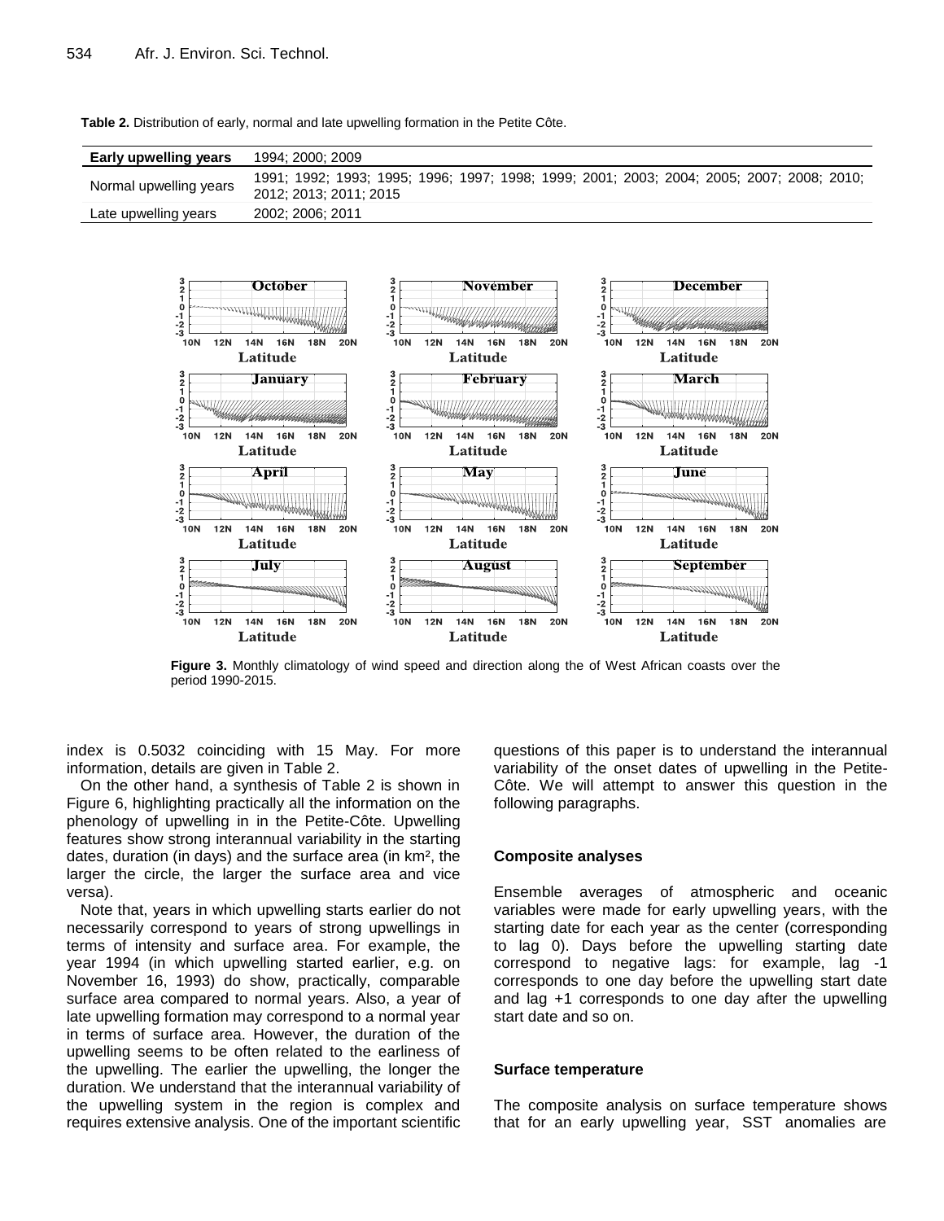**Table 2.** Distribution of early, normal and late upwelling formation in the Petite Côte.

| Early upwelling years | 1994; 2000; 2009 |
|---|---|
| Normal upwelling years | 1991; 1992; 1993; 1995; 1996; 1997; 1998; 1999; 2001; 2003; 2004; 2005; 2007; 2008; 2010; 2012; 2013; 2011; 2015 |
| Late upwelling years | 2002; 2006; 2011 |

**Figure 3.** Monthly climatology of wind speed and direction along the of West African coasts over the period 1990-2015.

index is 0.5032 coinciding with 15 May. For more information, details are given in Table 2.

On the other hand, a synthesis of Table 2 is shown in Figure 6, highlighting practically all the information on the phenology of upwelling in in the Petite-Côte. Upwelling features show strong interannual variability in the starting dates, duration (in days) and the surface area (in km², the larger the circle, the larger the surface area and vice versa).

Note that, years in which upwelling starts earlier do not necessarily correspond to years of strong upwellings in terms of intensity and surface area. For example, the year 1994 (in which upwelling started earlier, e.g. on November 16, 1993) do show, practically, comparable surface area compared to normal years. Also, a year of late upwelling formation may correspond to a normal year in terms of surface area. However, the duration of the upwelling seems to be often related to the earliness of the upwelling. The earlier the upwelling, the longer the duration. We understand that the interannual variability of the upwelling system in the region is complex and requires extensive analysis. One of the important scientific questions of this paper is to understand the interannual variability of the onset dates of upwelling in the Petite-Côte. We will attempt to answer this question in the following paragraphs.

### Composite analyses

Ensemble averages of atmospheric and oceanic variables were made for early upwelling years, with the starting date for each year as the center (corresponding to lag 0). Days before the upwelling starting date correspond to negative lags: for example, lag -1 corresponds to one day before the upwelling start date and lag +1 corresponds to one day after the upwelling start date and so on.

### Surface temperature

The composite analysis on surface temperature shows that for an early upwelling year, SST anomalies are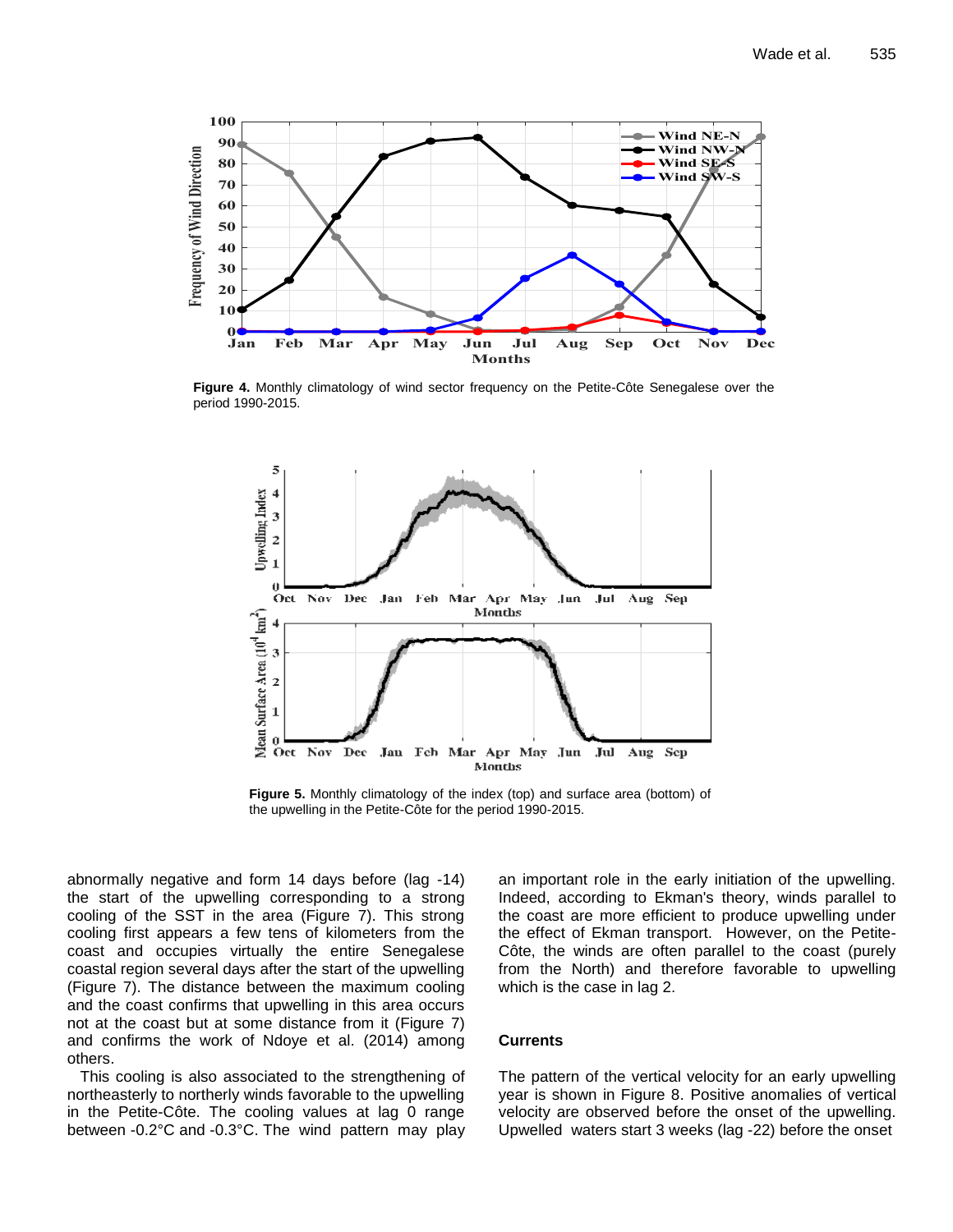Figure 4. Monthly climatology of wind sector frequency on the Petite-Côte Senegalese over the period 1990-2015.

Figure 5. Monthly climatology of the index (top) and surface area (bottom) of the upwelling in the Petite-Côte for the period 1990-2015.

abnormally negative and form 14 days before (lag -14) the start of the upwelling corresponding to a strong cooling of the SST in the area (Figure 7). This strong cooling first appears a few tens of kilometers from the coast and occupies virtually the entire Senegalese coastal region several days after the start of the upwelling (Figure 7). The distance between the maximum cooling and the coast confirms that upwelling in this area occurs not at the coast but at some distance from it (Figure 7) and confirms the work of Ndoye et al. (2014) among others.

This cooling is also associated to the strengthening of northeasterly to northerly winds favorable to the upwelling in the Petite-Côte. The cooling values at lag 0 range between -0.2°C and -0.3°C. The wind pattern may play an important role in the early initiation of the upwelling. Indeed, according to Ekman's theory, winds parallel to the coast are more efficient to produce upwelling under the effect of Ekman transport. However, on the Petite-Côte, the winds are often parallel to the coast (purely from the North) and therefore favorable to upwelling which is the case in lag 2.

## Currents

The pattern of the vertical velocity for an early upwelling year is shown in Figure 8. Positive anomalies of vertical velocity are observed before the onset of the upwelling. Upwelled waters start 3 weeks (lag -22) before the onset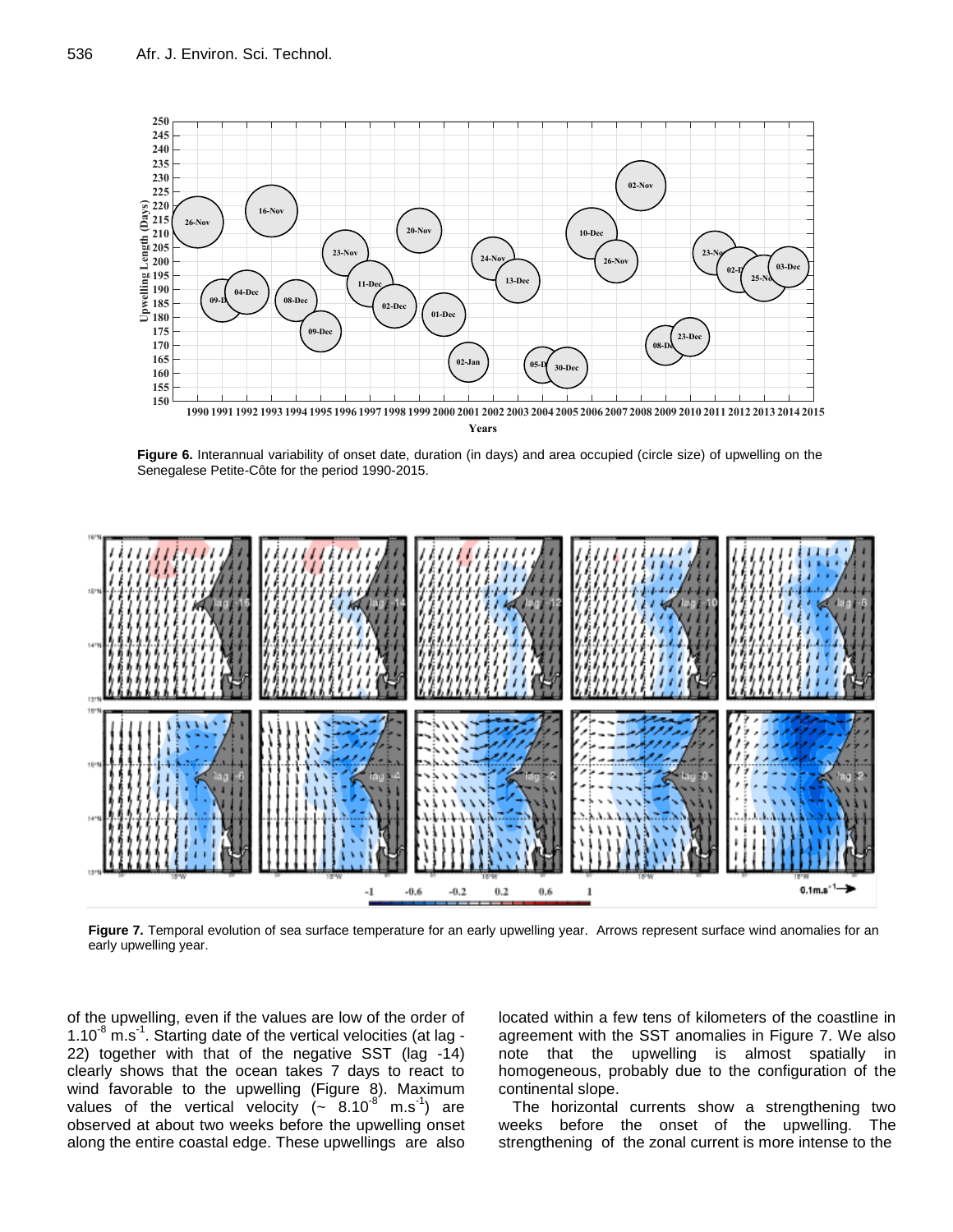**Figure 6.** Interannual variability of onset date, duration (in days) and area occupied (circle size) of upwelling on the Senegalese Petite-Côte for the period 1990-2015.

**Figure 7.** Temporal evolution of sea surface temperature for an early upwelling year. Arrows represent surface wind anomalies for an early upwelling year.

of the upwelling, even if the values are low of the order of $1.10^{-8}$ m.s$^{-1}$. Starting date of the vertical velocities (at lag -22) together with that of the negative SST (lag -14) clearly shows that the ocean takes 7 days to react to wind favorable to the upwelling (Figure 8). Maximum values of the vertical velocity (~ $8.10^{-8}$ m.s$^{-1}$) are observed at about two weeks before the upwelling onset along the entire coastal edge. These upwellings are also located within a few tens of kilometers of the coastline in agreement with the SST anomalies in Figure 7. We also note that the upwelling is almost spatially in homogeneous, probably due to the configuration of the continental slope.

The horizontal currents show a strengthening two weeks before the onset of the upwelling. The strengthening of the zonal current is more intense to the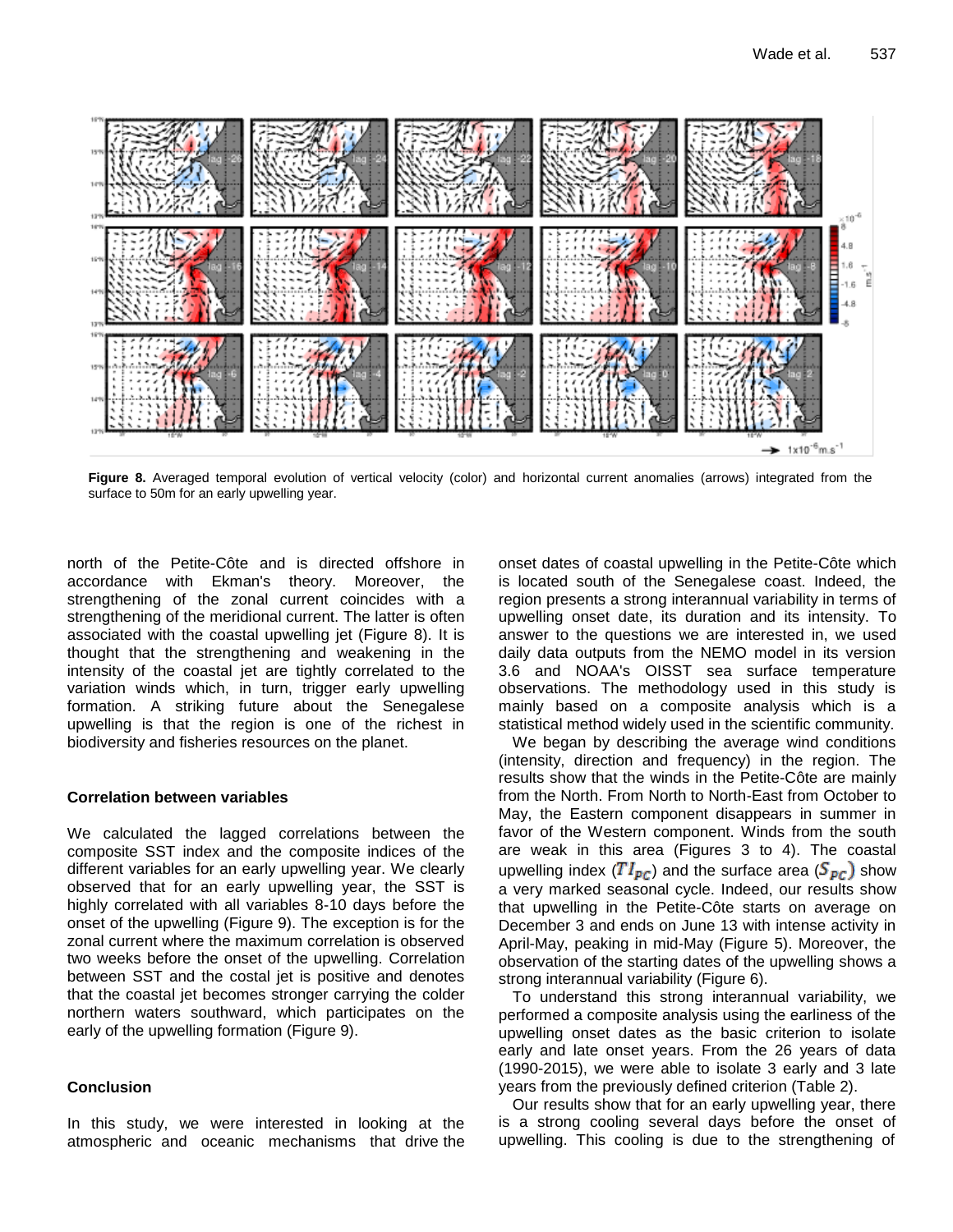Figure 8. Averaged temporal evolution of vertical velocity (color) and horizontal current anomalies (arrows) integrated from the surface to 50m for an early upwelling year.

north of the Petite-Côte and is directed offshore in accordance with Ekman's theory. Moreover, the strengthening of the zonal current coincides with a strengthening of the meridional current. The latter is often associated with the coastal upwelling jet (Figure 8). It is thought that the strengthening and weakening in the intensity of the coastal jet are tightly correlated to the variation winds which, in turn, trigger early upwelling formation. A striking future about the Senegalese upwelling is that the region is one of the richest in biodiversity and fisheries resources on the planet.

### Correlation between variables

We calculated the lagged correlations between the composite SST index and the composite indices of the different variables for an early upwelling year. We clearly observed that for an early upwelling year, the SST is highly correlated with all variables 8-10 days before the onset of the upwelling (Figure 9). The exception is for the zonal current where the maximum correlation is observed two weeks before the onset of the upwelling. Correlation between SST and the costal jet is positive and denotes that the coastal jet becomes stronger carrying the colder northern waters southward, which participates on the early of the upwelling formation (Figure 9).

## Conclusion

In this study, we were interested in looking at the atmospheric and oceanic mechanisms that drive the onset dates of coastal upwelling in the Petite-Côte which is located south of the Senegalese coast. Indeed, the region presents a strong interannual variability in terms of upwelling onset date, its duration and its intensity. To answer to the questions we are interested in, we used daily data outputs from the NEMO model in its version 3.6 and NOAA's OISST sea surface temperature observations. The methodology used in this study is mainly based on a composite analysis which is a statistical method widely used in the scientific community.

We began by describing the average wind conditions (intensity, direction and frequency) in the region. The results show that the winds in the Petite-Côte are mainly from the North. From North to North-East from October to May, the Eastern component disappears in summer in favor of the Western component. Winds from the south are weak in this area (Figures 3 to 4). The coastal upwelling index ($TI_{PC}$) and the surface area ($S_{PC}$) show a very marked seasonal cycle. Indeed, our results show that upwelling in the Petite-Côte starts on average on December 3 and ends on June 13 with intense activity in April-May, peaking in mid-May (Figure 5). Moreover, the observation of the starting dates of the upwelling shows a strong interannual variability (Figure 6).

To understand this strong interannual variability, we performed a composite analysis using the earliness of the upwelling onset dates as the basic criterion to isolate early and late onset years. From the 26 years of data (1990-2015), we were able to isolate 3 early and 3 late years from the previously defined criterion (Table 2).

Our results show that for an early upwelling year, there is a strong cooling several days before the onset of upwelling. This cooling is due to the strengthening of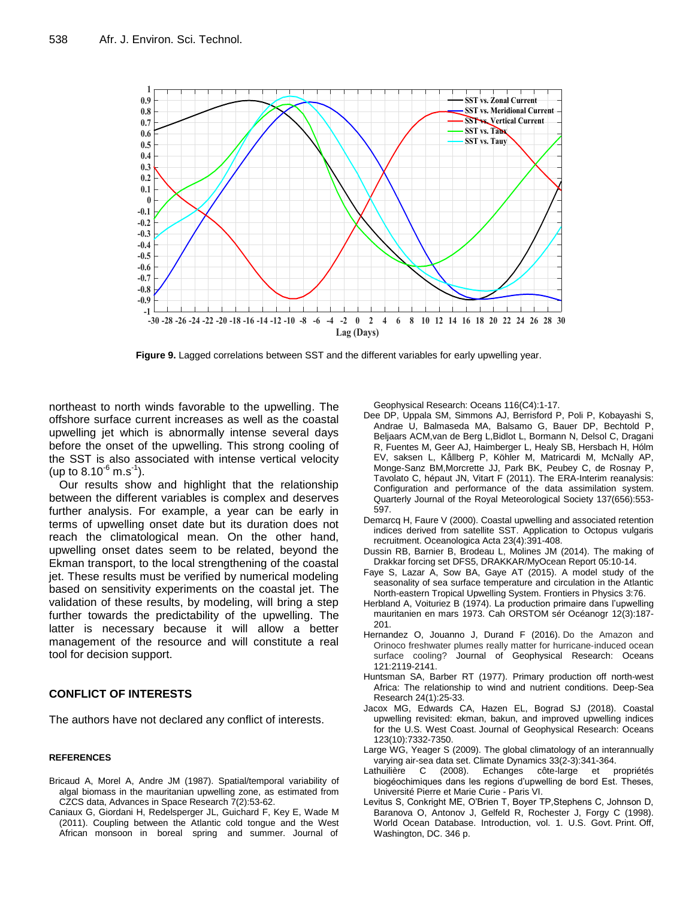Figure 9. Lagged correlations between SST and the different variables for early upwelling year.

northeast to north winds favorable to the upwelling. The offshore surface current increases as well as the coastal upwelling jet which is abnormally intense several days before the onset of the upwelling. This strong cooling of the SST is also associated with intense vertical velocity (up to $8.10^{-6}$ $m.s^{-1}$).

Our results show and highlight that the relationship between the different variables is complex and deserves further analysis. For example, a year can be early in terms of upwelling onset date but its duration does not reach the climatological mean. On the other hand, upwelling onset dates seem to be related, beyond the Ekman transport, to the local strengthening of the coastal jet. These results must be verified by numerical modeling based on sensitivity experiments on the coastal jet. The validation of these results, by modeling, will bring a step further towards the predictability of the upwelling. The latter is necessary because it will allow a better management of the resource and will constitute a real tool for decision support.

## CONFLICT OF INTERESTS

The authors have not declared any conflict of interests.

### REFERENCES

Bricaud A, Morel A, Andre JM (1987). Spatial/temporal variability of algal biomass in the mauritanian upwelling zone, as estimated from CZCS data, Advances in Space Research 7(2):53-62.

Caniaux G, Giordani H, Redelsperger JL, Guichard F, Key E, Wade M (2011). Coupling between the Atlantic cold tongue and the West African monsoon in boreal spring and summer. Journal of Geophysical Research: Oceans 116(C4):1-17.

Dee DP, Uppala SM, Simmons AJ, Berrisford P, Poli P, Kobayashi S, Andrae U, Balmaseda MA, Balsamo G, Bauer DP, Bechtold P, Beljaars ACM,van de Berg L,Bidlot L, Bormann N, Delsol C, Dragani R, Fuentes M, Geer AJ, Haimberger L, Healy SB, Hersbach H, Hólm EV, saksen L, Kållberg P, Köhler M, Matricardi M, McNally AP, Monge-Sanz BM,Morcrette JJ, Park BK, Peubey C, de Rosnay P, Tavolato C, hépaut JN, Vitart F (2011). The ERA-Interim reanalysis: Configuration and performance of the data assimilation system. Quarterly Journal of the Royal Meteorological Society 137(656):553-597.

Demarcq H, Faure V (2000). Coastal upwelling and associated retention indices derived from satellite SST. Application to Octopus vulgaris recruitment. Oceanologica Acta 23(4):391-408.

Dussin RB, Barnier B, Brodeau L, Molines JM (2014). The making of Drakkar forcing set DFS5, DRAKKAR/MyOcean Report 05:10-14.

Faye S, Lazar A, Sow BA, Gaye AT (2015). A model study of the seasonality of sea surface temperature and circulation in the Atlantic North-eastern Tropical Upwelling System. Frontiers in Physics 3:76.

Herbland A, Voituriez B (1974). La production primaire dans l'upwelling mauritanien en mars 1973. Cah ORSTOM sér Océanogr 12(3):187-201.

Hernandez O, Jouanno J, Durand F (2016). Do the Amazon and Orinoco freshwater plumes really matter for hurricane-induced ocean surface cooling? Journal of Geophysical Research: Oceans 121:2119-2141.

Huntsman SA, Barber RT (1977). Primary production off north-west Africa: The relationship to wind and nutrient conditions. Deep-Sea Research 24(1):25-33.

Jacox MG, Edwards CA, Hazen EL, Bograd SJ (2018). Coastal upwelling revisited: ekman, bakun, and improved upwelling indices for the U.S. West Coast. Journal of Geophysical Research: Oceans 123(10):7332-7350.

Large WG, Yeager S (2009). The global climatology of an interannually varying air-sea data set. Climate Dynamics 33(2-3):341-364.

Lathuilière C (2008). Echanges côte-large et propriétés biogéochimiques dans les regions d'upwelling de bord Est. Theses, Université Pierre et Marie Curie - Paris VI.

Levitus S, Conkright ME, O'Brien T, Boyer TP,Stephens C, Johnson D, Baranova O, Antonov J, Gelfeld R, Rochester J, Forgy C (1998). World Ocean Database. Introduction, vol. 1. U.S. Govt. Print. Off, Washington, DC. 346 p.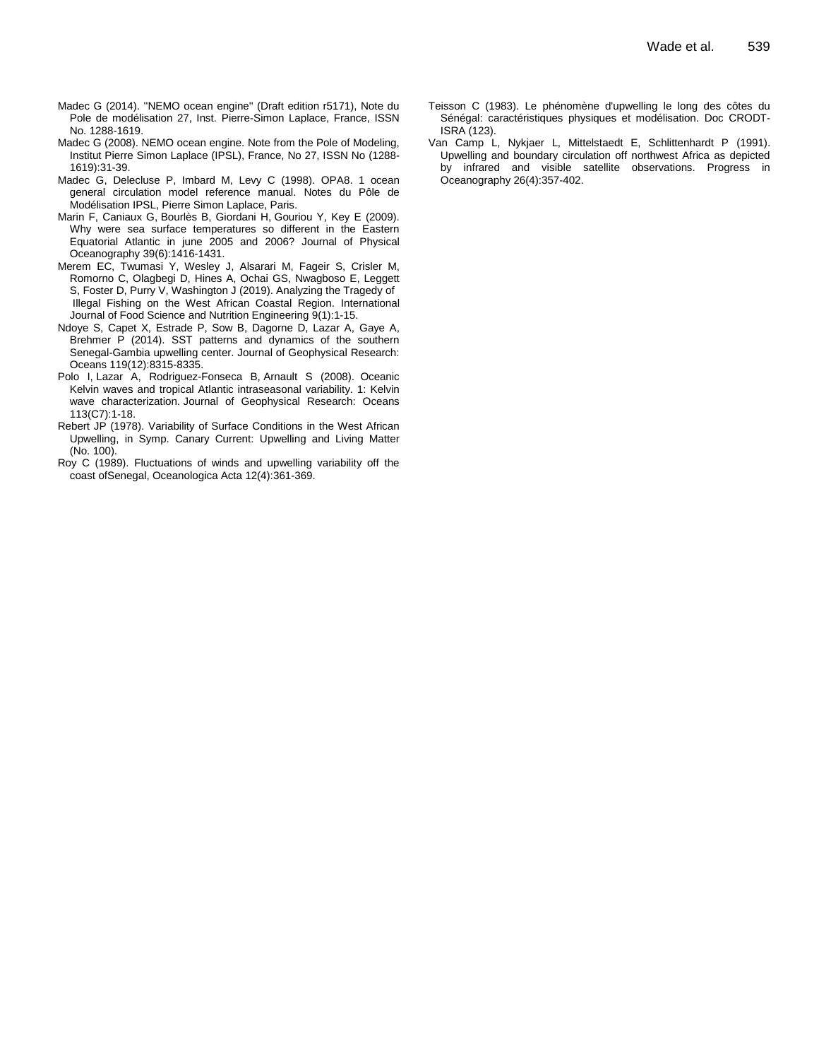Madec G (2014). ''NEMO ocean engine'' (Draft edition r5171), Note du Pole de modélisation 27, Inst. Pierre-Simon Laplace, France, ISSN No. 1288-1619.

Madec G (2008). NEMO ocean engine. Note from the Pole of Modeling, Institut Pierre Simon Laplace (IPSL), France, No 27, ISSN No (1288-1619):31-39.

Madec G, Delecluse P, Imbard M, Levy C (1998). OPA8. 1 ocean general circulation model reference manual. Notes du Pôle de Modélisation IPSL, Pierre Simon Laplace, Paris.

Marin F, Caniaux G, Bourlès B, Giordani H, Gouriou Y, Key E (2009). Why were sea surface temperatures so different in the Eastern Equatorial Atlantic in june 2005 and 2006? Journal of Physical Oceanography 39(6):1416-1431.

Merem EC, Twumasi Y, Wesley J, Alsarari M, Fageir S, Crisler M, Romorno C, Olagbegi D, Hines A, Ochai GS, Nwagboso E, Leggett S, Foster D, Purry V, Washington J (2019). Analyzing the Tragedy of Illegal Fishing on the West African Coastal Region. International Journal of Food Science and Nutrition Engineering 9(1):1-15.

Ndoye S, Capet X, Estrade P, Sow B, Dagorne D, Lazar A, Gaye A, Brehmer P (2014). SST patterns and dynamics of the southern Senegal-Gambia upwelling center. Journal of Geophysical Research: Oceans 119(12):8315-8335.

Polo I, Lazar A, Rodriguez-Fonseca B, Arnault S (2008). Oceanic Kelvin waves and tropical Atlantic intraseasonal variability. 1: Kelvin wave characterization. Journal of Geophysical Research: Oceans 113(C7):1-18.

Rebert JP (1978). Variability of Surface Conditions in the West African Upwelling, in Symp. Canary Current: Upwelling and Living Matter (No. 100).

Roy C (1989). Fluctuations of winds and upwelling variability off the coast ofSenegal, Oceanologica Acta 12(4):361-369.

Teisson C (1983). Le phénomène d'upwelling le long des côtes du Sénégal: caractéristiques physiques et modélisation. Doc CRODT-ISRA (123).

Van Camp L, Nykjaer L, Mittelstaedt E, Schlittenhardt P (1991). Upwelling and boundary circulation off northwest Africa as depicted by infrared and visible satellite observations. Progress in Oceanography 26(4):357-402.